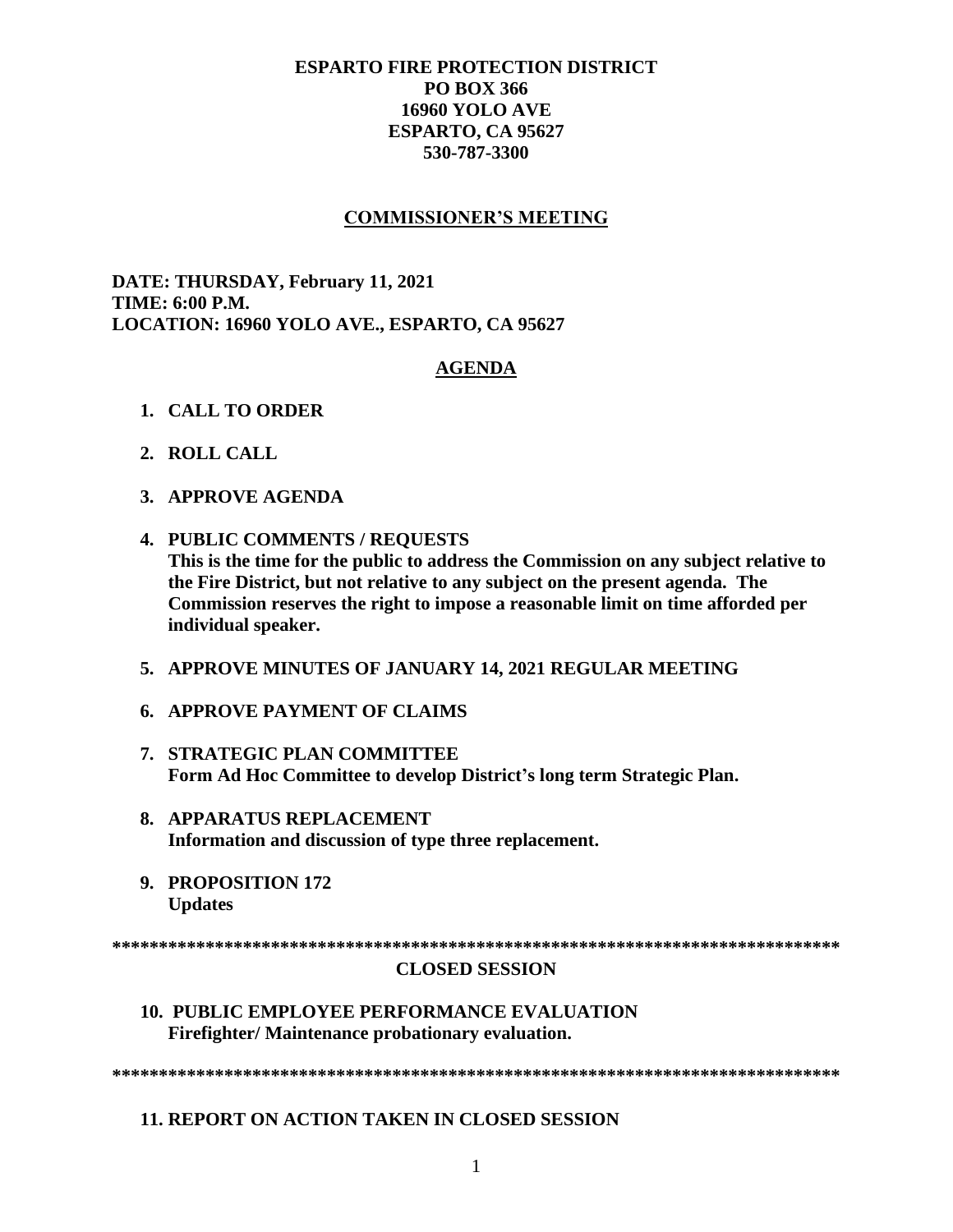**ESPARTO FIRE PROTECTION DISTRICT**
**PO BOX 366**
**16960 YOLO AVE**
**ESPARTO, CA 95627**
**530-787-3300**

## COMMISSIONER'S MEETING

**DATE: THURSDAY, February 11, 2021**
**TIME: 6:00 P.M.**
**LOCATION: 16960 YOLO AVE., ESPARTO, CA 95627**

## AGENDA

1. **CALL TO ORDER**

2. **ROLL CALL**

3. **APPROVE AGENDA**

4. **PUBLIC COMMENTS / REQUESTS**
   **This is the time for the public to address the Commission on any subject relative to the Fire District, but not relative to any subject on the present agenda. The Commission reserves the right to impose a reasonable limit on time afforded per individual speaker.**

5. **APPROVE MINUTES OF JANUARY 14, 2021 REGULAR MEETING**

6. **APPROVE PAYMENT OF CLAIMS**

7. **STRATEGIC PLAN COMMITTEE**
   **Form Ad Hoc Committee to develop District's long term Strategic Plan.**

8. **APPARATUS REPLACEMENT**
   **Information and discussion of type three replacement.**

9. **PROPOSITION 172**
   **Updates**

*******************************************************************************

**CLOSED SESSION**

10. **PUBLIC EMPLOYEE PERFORMANCE EVALUATION**
    **Firefighter/ Maintenance probationary evaluation.**

*******************************************************************************

11. **REPORT ON ACTION TAKEN IN CLOSED SESSION**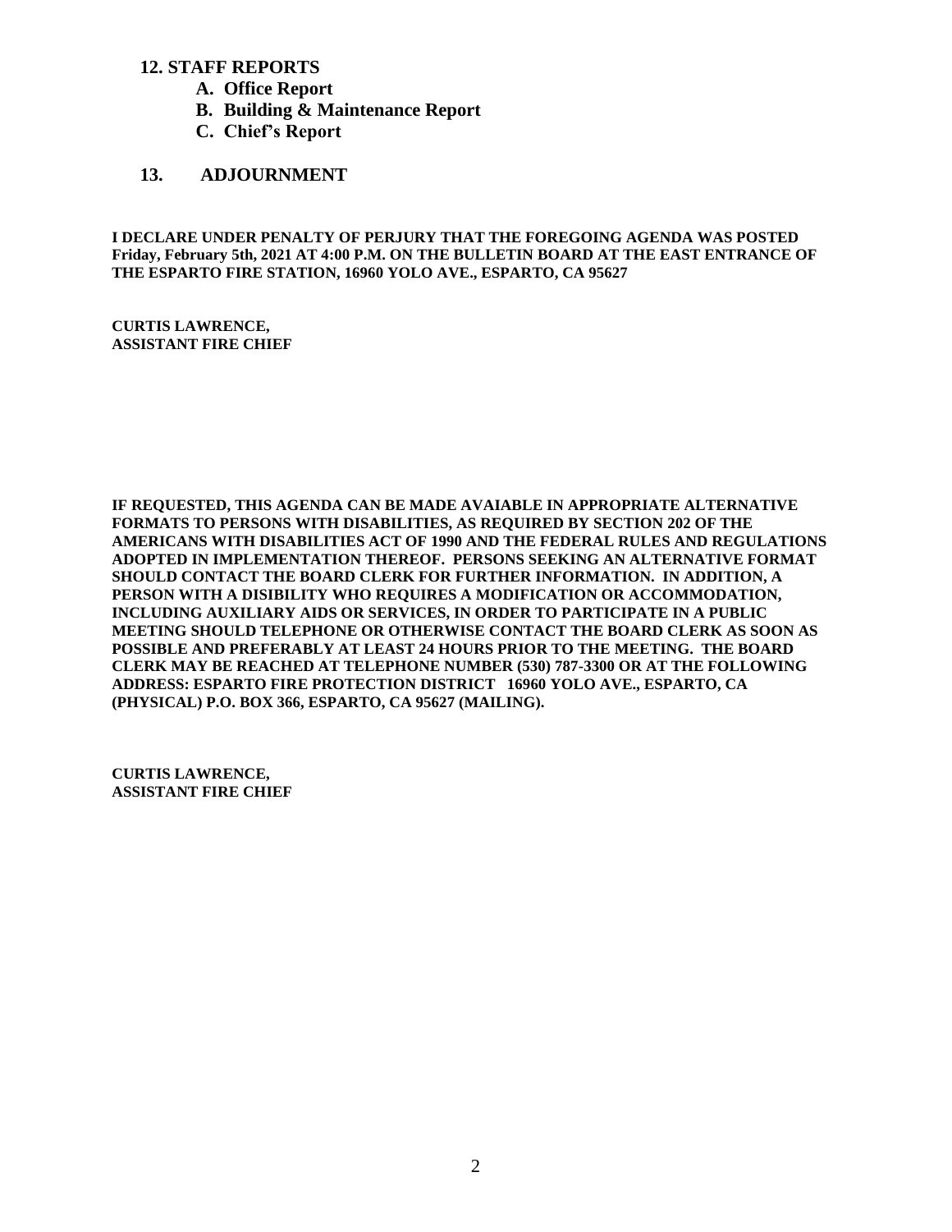## 12. STAFF REPORTS

- **A. Office Report**
- **B. Building & Maintenance Report**
- **C. Chief's Report**

## 13. ADJOURNMENT

**I DECLARE UNDER PENALTY OF PERJURY THAT THE FOREGOING AGENDA WAS POSTED Friday, February 5th, 2021 AT 4:00 P.M. ON THE BULLETIN BOARD AT THE EAST ENTRANCE OF THE ESPARTO FIRE STATION, 16960 YOLO AVE., ESPARTO, CA 95627**

**CURTIS LAWRENCE,**
**ASSISTANT FIRE CHIEF**

**IF REQUESTED, THIS AGENDA CAN BE MADE AVAIABLE IN APPROPRIATE ALTERNATIVE FORMATS TO PERSONS WITH DISABILITIES, AS REQUIRED BY SECTION 202 OF THE AMERICANS WITH DISABILITIES ACT OF 1990 AND THE FEDERAL RULES AND REGULATIONS ADOPTED IN IMPLEMENTATION THEREOF. PERSONS SEEKING AN ALTERNATIVE FORMAT SHOULD CONTACT THE BOARD CLERK FOR FURTHER INFORMATION. IN ADDITION, A PERSON WITH A DISIBILITY WHO REQUIRES A MODIFICATION OR ACCOMMODATION, INCLUDING AUXILIARY AIDS OR SERVICES, IN ORDER TO PARTICIPATE IN A PUBLIC MEETING SHOULD TELEPHONE OR OTHERWISE CONTACT THE BOARD CLERK AS SOON AS POSSIBLE AND PREFERABLY AT LEAST 24 HOURS PRIOR TO THE MEETING. THE BOARD CLERK MAY BE REACHED AT TELEPHONE NUMBER (530) 787-3300 OR AT THE FOLLOWING ADDRESS: ESPARTO FIRE PROTECTION DISTRICT 16960 YOLO AVE., ESPARTO, CA (PHYSICAL) P.O. BOX 366, ESPARTO, CA 95627 (MAILING).**

**CURTIS LAWRENCE,**
**ASSISTANT FIRE CHIEF**